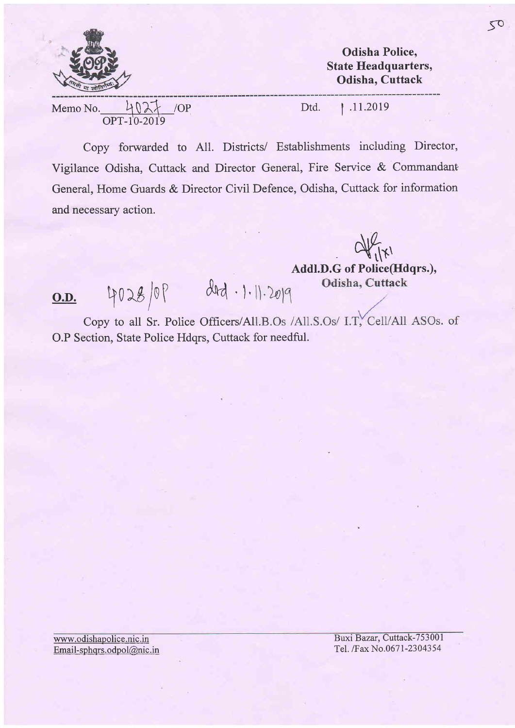**Odisha Police,**
**State Headquarters,**
**Odisha, Cuttack**

---

Memo No. 4027 /OP
OPT-10-2019

Dtd. 1 .11.2019

Copy forwarded to All. Districts/ Establishments including Director, Vigilance Odisha, Cuttack and Director General, Fire Service & Commandant General, Home Guards & Director Civil Defence, Odisha, Cuttack for information and necessary action.

**Addl.D.G of Police(Hdqrs.),**
**Odisha, Cuttack**

**O.D.** 4028/OP dtd. 1.11.2019

Copy to all Sr. Police Officers/All.B.Os /All.S.Os/ I.T, Cell/All ASOs. of O.P Section, State Police Hdqrs, Cuttack for needful.

www.odishapolice.nic.in
Email-sphqrs.odpol@nic.in

Buxi Bazar, Cuttack-753001
Tel. /Fax No.0671-2304354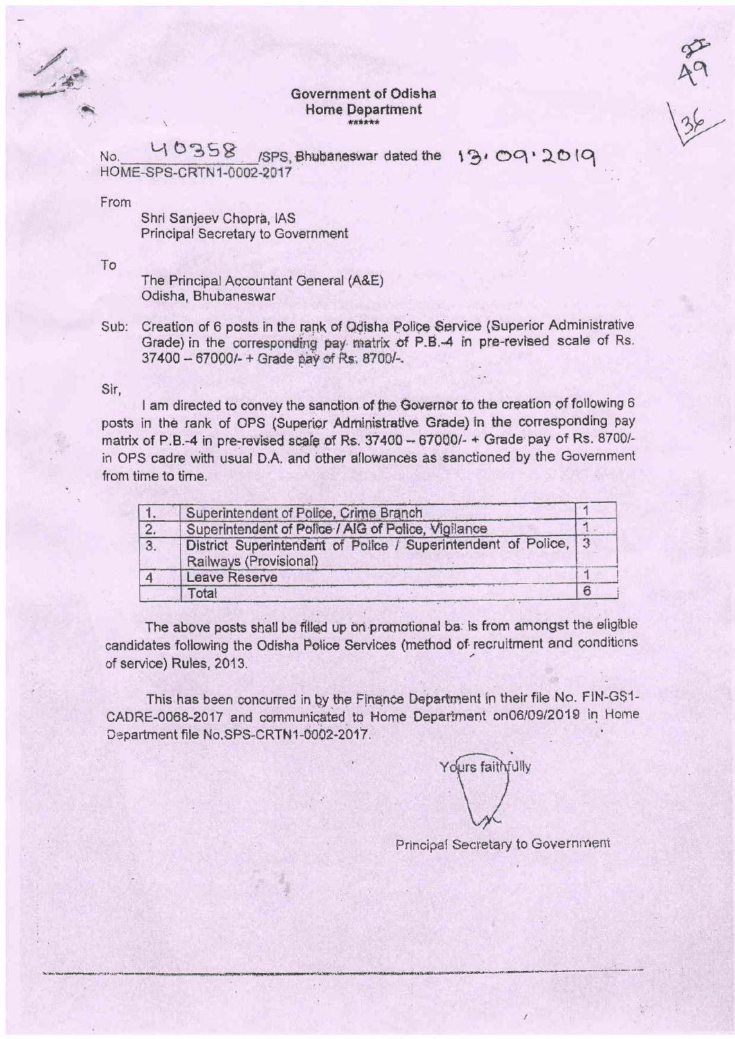**Government of Odisha**
**Home Department**
\*\*\*\*\*\*

No. 40358 /SPS, Bhubaneswar dated the 13.09.2019
HOME-SPS-CRTN1-0002-2017

From

Shri Sanjeev Chopra, IAS
Principal Secretary to Government

To

The Principal Accountant General (A&E)
Odisha, Bhubaneswar

Sub: Creation of 6 posts in the rank of Odisha Police Service (Superior Administrative Grade) in the corresponding pay matrix of P.B.-4 in pre-revised scale of Rs. 37400 – 67000/- + Grade pay of Rs. 8700/-.

Sir,

I am directed to convey the sanction of the Governor to the creation of following 6 posts in the rank of OPS (Superior Administrative Grade) in the corresponding pay matrix of P.B.-4 in pre-revised scale of Rs. 37400 – 67000/- + Grade pay of Rs. 8700/- in OPS cadre with usual D.A. and other allowances as sanctioned by the Government from time to time.

| | | |
|---|---|---|
| 1. | Superintendent of Police, Crime Branch | 1 |
| 2. | Superintendent of Police / AIG of Police, Vigilance | 1 |
| 3. | District Superintendent of Police / Superintendent of Police, Railways (Provisional) | 3 |
| 4 | Leave Reserve | 1 |
| | Total | 6 |

The above posts shall be filled up on promotional ba is from amongst the eligible candidates following the Odisha Police Services (method of recruitment and conditions of service) Rules, 2013.

This has been concurred in by the Finance Department in their file No. FIN-GS1-CADRE-0068-2017 and communicated to Home Department on06/09/2019 in Home Department file No.SPS-CRTN1-0002-2017.

Yours faithfully

Principal Secretary to Government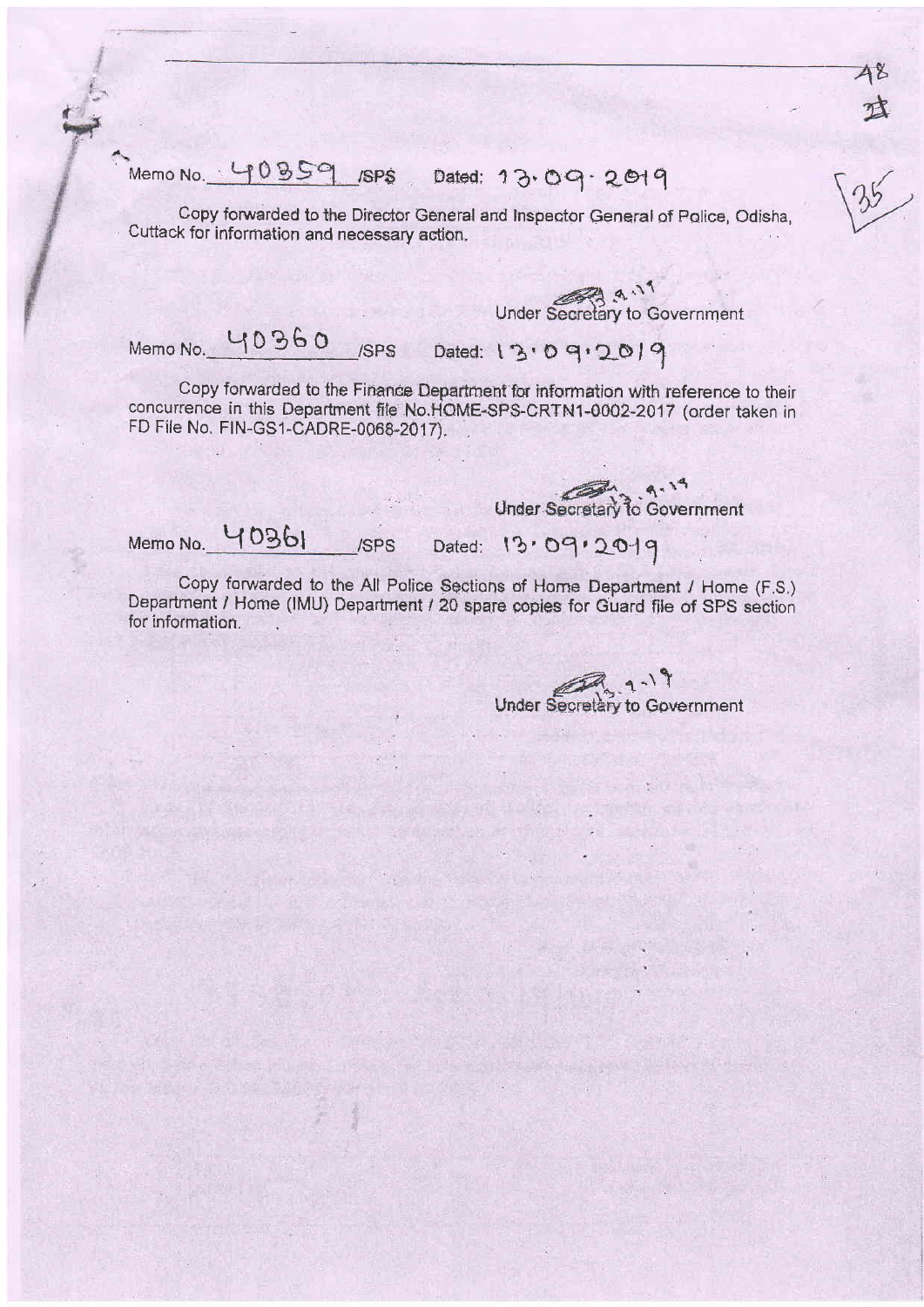Memo No. 40359 /SPS Dated: 13.09.2019

Copy forwarded to the Director General and Inspector General of Police, Odisha, Cuttack for information and necessary action.

Under Secretary to Government

Memo No. 40360 /SPS Dated: 13.09.2019

Copy forwarded to the Finance Department for information with reference to their concurrence in this Department file No.HOME-SPS-CRTN1-0002-2017 (order taken in FD File No. FIN-GS1-CADRE-0068-2017).

Under Secretary to Government

Memo No. 40361 /SPS Dated: 13.09.2019

Copy forwarded to the All Police Sections of Home Department / Home (F.S.) Department / Home (IMU) Department / 20 spare copies for Guard file of SPS section for information.

Under Secretary to Government